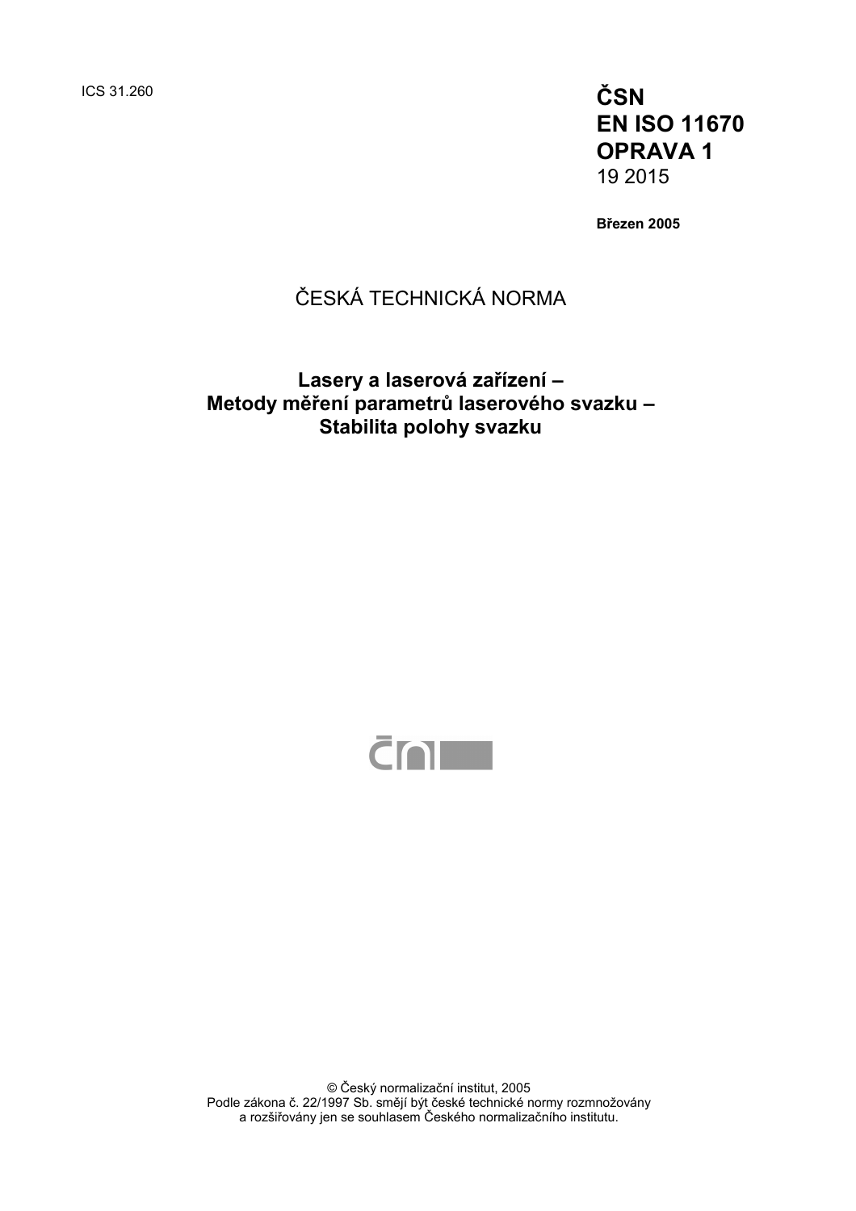ICS 31.260

**ČSN EN ISO 11670 OPRAVA 1**
19 2015

**Březen 2005**

ČESKÁ TECHNICKÁ NORMA

# Lasery a laserová zařízení – Metody měření parametrů laserového svazku – Stabilita polohy svazku

© Český normalizační institut, 2005
Podle zákona č. 22/1997 Sb. smějí být české technické normy rozmnožovány a rozšiřovány jen se souhlasem Českého normalizačního institutu.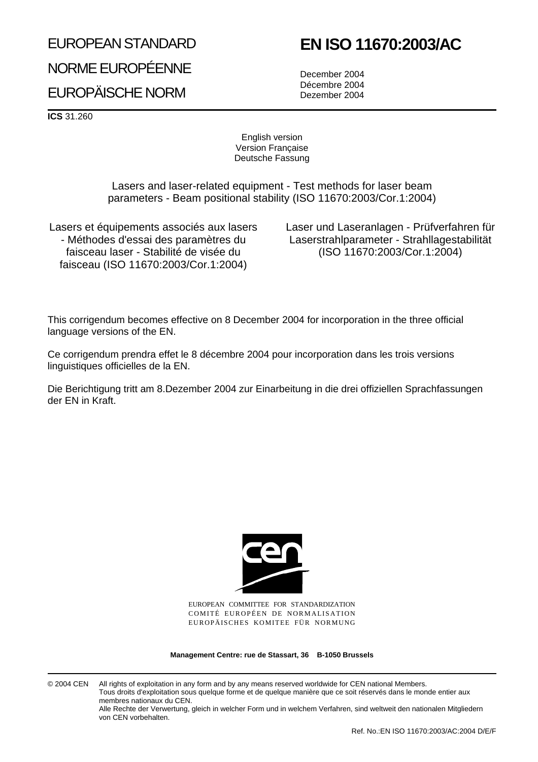EUROPEAN STANDARD

NORME EUROPÉENNE

EUROPÄISCHE NORM

# EN ISO 11670:2003/AC

December 2004
Décembre 2004
Dezember 2004

**ICS** 31.260

English version
Version Française
Deutsche Fassung

Lasers and laser-related equipment - Test methods for laser beam parameters - Beam positional stability (ISO 11670:2003/Cor.1:2004)

Lasers et équipements associés aux lasers - Méthodes d'essai des paramètres du faisceau laser - Stabilité de visée du faisceau (ISO 11670:2003/Cor.1:2004)

Laser und Laseranlagen - Prüfverfahren für Laserstrahlparameter - Strahllagestabilität (ISO 11670:2003/Cor.1:2004)

This corrigendum becomes effective on 8 December 2004 for incorporation in the three official language versions of the EN.

Ce corrigendum prendra effet le 8 décembre 2004 pour incorporation dans les trois versions linguistiques officielles de la EN.

Die Berichtigung tritt am 8.Dezember 2004 zur Einarbeitung in die drei offiziellen Sprachfassungen der EN in Kraft.

EUROPEAN COMMITTEE FOR STANDARDIZATION
COMITÉ EUROPÉEN DE NORMALISATION
EUROPÄISCHES KOMITEE FÜR NORMUNG

**Management Centre: rue de Stassart, 36 B-1050 Brussels**

© 2004 CEN All rights of exploitation in any form and by any means reserved worldwide for CEN national Members.
Tous droits d'exploitation sous quelque forme et de quelque manière que ce soit réservés dans le monde entier aux membres nationaux du CEN.
Alle Rechte der Verwertung, gleich in welcher Form und in welchem Verfahren, sind weltweit den nationalen Mitgliedern von CEN vorbehalten.

Ref. No.:EN ISO 11670:2003/AC:2004 D/E/F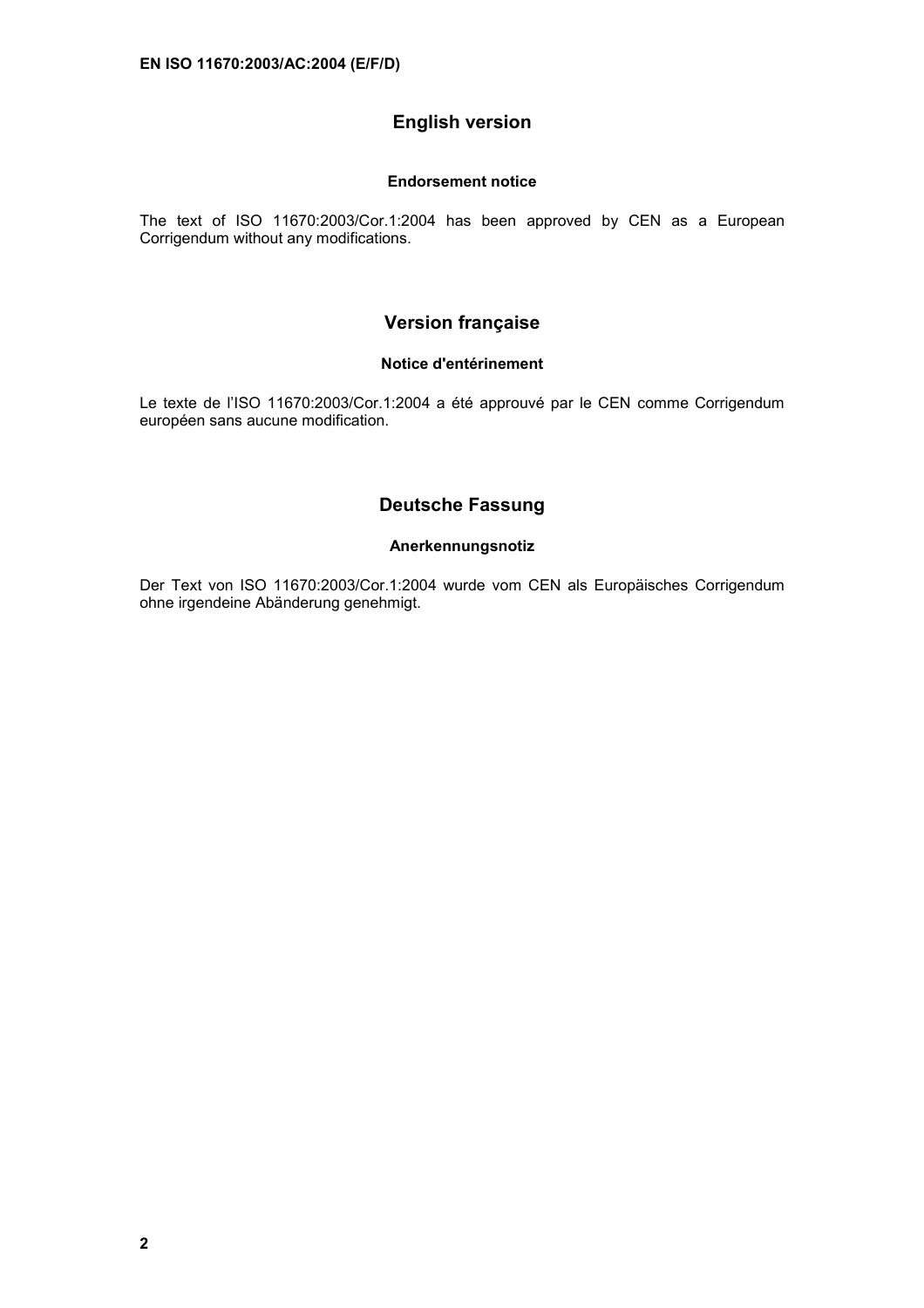## English version

### Endorsement notice

The text of ISO 11670:2003/Cor.1:2004 has been approved by CEN as a European Corrigendum without any modifications.

## Version française

### Notice d'entérinement

Le texte de l'ISO 11670:2003/Cor.1:2004 a été approuvé par le CEN comme Corrigendum européen sans aucune modification.

## Deutsche Fassung

### Anerkennungsnotiz

Der Text von ISO 11670:2003/Cor.1:2004 wurde vom CEN als Europäisches Corrigendum ohne irgendeine Abänderung genehmigt.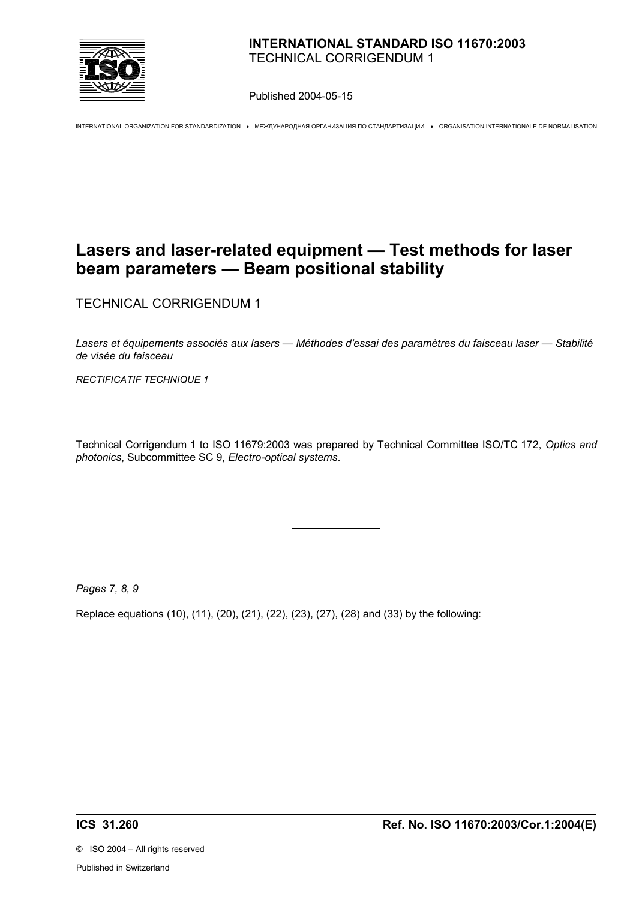**INTERNATIONAL STANDARD ISO 11670:2003**
TECHNICAL CORRIGENDUM 1

Published 2004-05-15

INTERNATIONAL ORGANIZATION FOR STANDARDIZATION • МЕЖДУНАРОДНАЯ ОРГАНИЗАЦИЯ ПО СТАНДАРТИЗАЦИИ • ORGANISATION INTERNATIONALE DE NORMALISATION

# Lasers and laser-related equipment — Test methods for laser beam parameters — Beam positional stability

TECHNICAL CORRIGENDUM 1

*Lasers et équipements associés aux lasers — Méthodes d'essai des paramètres du faisceau laser — Stabilité de visée du faisceau*

*RECTIFICATIF TECHNIQUE 1*

Technical Corrigendum 1 to ISO 11679:2003 was prepared by Technical Committee ISO/TC 172, *Optics and photonics*, Subcommittee SC 9, *Electro-optical systems*.

---

*Pages 7, 8, 9*

Replace equations (10), (11), (20), (21), (22), (23), (27), (28) and (33) by the following:

**ICS 31.260** **Ref. No. ISO 11670:2003/Cor.1:2004(E)**

© ISO 2004 – All rights reserved

Published in Switzerland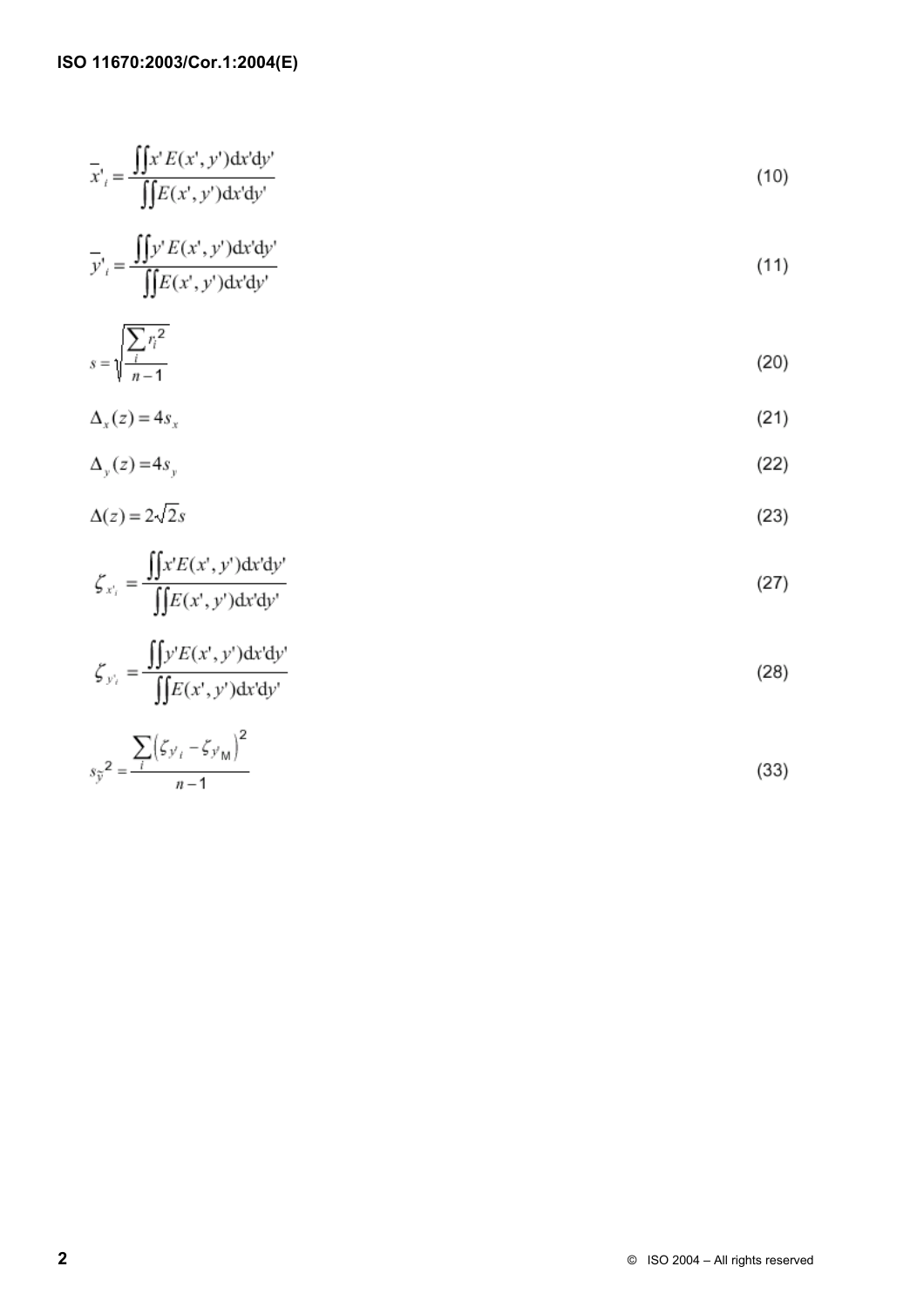$$\overline{x}'_i = \frac{\iint x' E(x', y') \mathrm{d}x' \mathrm{d}y'}{\iint E(x', y') \mathrm{d}x' \mathrm{d}y'} \tag{10}$$

$$\overline{y}'_i = \frac{\iint y' E(x', y') \mathrm{d}x' \mathrm{d}y'}{\iint E(x', y') \mathrm{d}x' \mathrm{d}y'} \tag{11}$$

$$s = \sqrt{\frac{\sum_i r_i^2}{n-1}} \tag{20}$$

$$\Delta_x(z) = 4 s_x \tag{21}$$

$$\Delta_y(z) = 4 s_y \tag{22}$$

$$\Delta(z) = 2\sqrt{2} s \tag{23}$$

$$\zeta_{x'_i} = \frac{\iint x' E(x', y') \mathrm{d}x' \mathrm{d}y'}{\iint E(x', y') \mathrm{d}x' \mathrm{d}y'} \tag{27}$$

$$\zeta_{y'_i} = \frac{\iint y' E(x', y') \mathrm{d}x' \mathrm{d}y'}{\iint E(x', y') \mathrm{d}x' \mathrm{d}y'} \tag{28}$$

$$s_{\tilde{y}}^2 = \frac{\sum_i \left( \zeta_{y'_i} - \zeta_{y'_\mathrm{M}} \right)^2}{n-1} \tag{33}$$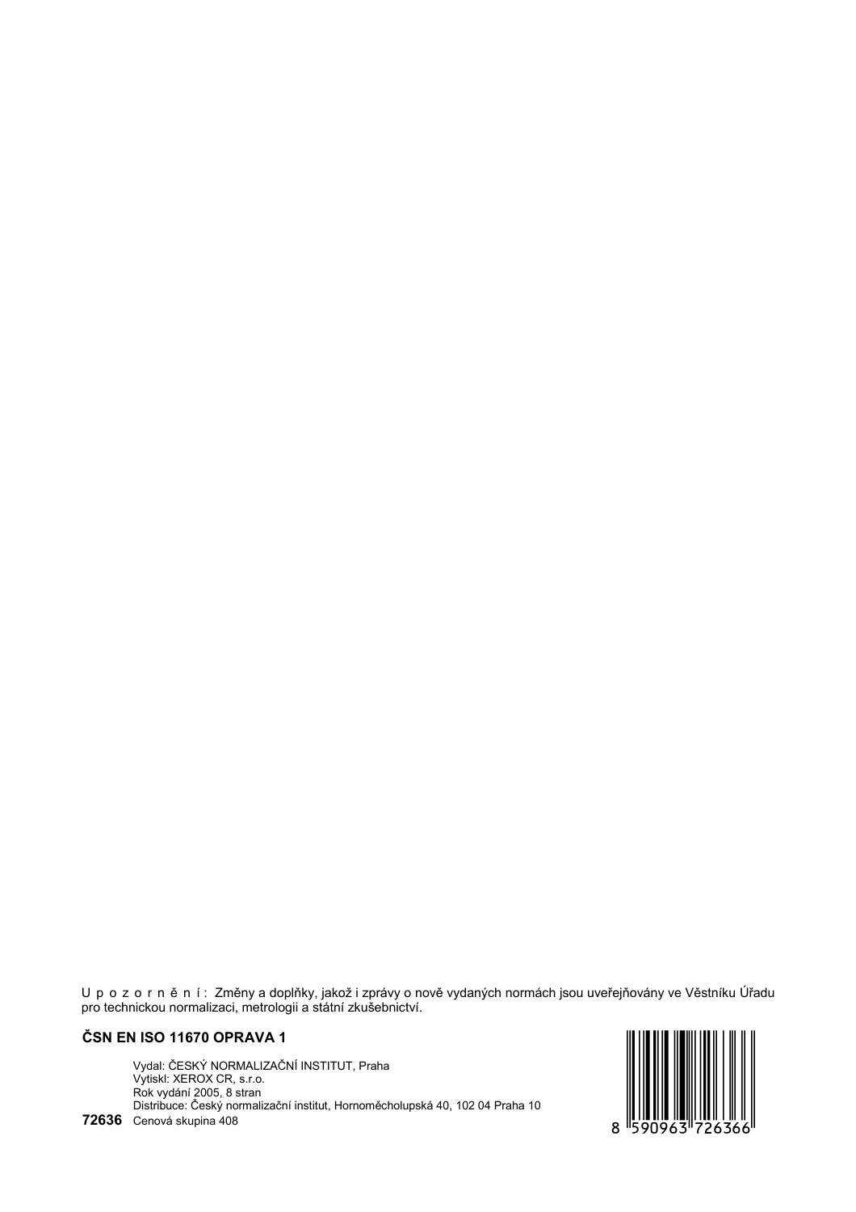U p o z o r n ě n í : Změny a doplňky, jakož i zprávy o nově vydaných normách jsou uveřejňovány ve Věstníku Úřadu pro technickou normalizaci, metrologii a státní zkušebnictví.

**ČSN EN ISO 11670 OPRAVA 1**

Vydal: ČESKÝ NORMALIZAČNÍ INSTITUT, Praha
Vytiskl: XEROX CR, s.r.o.
Rok vydání 2005, 8 stran
Distribuce: Český normalizační institut, Hornoměcholupská 40, 102 04 Praha 10

**72636** Cenová skupina 408

8 590963 726366